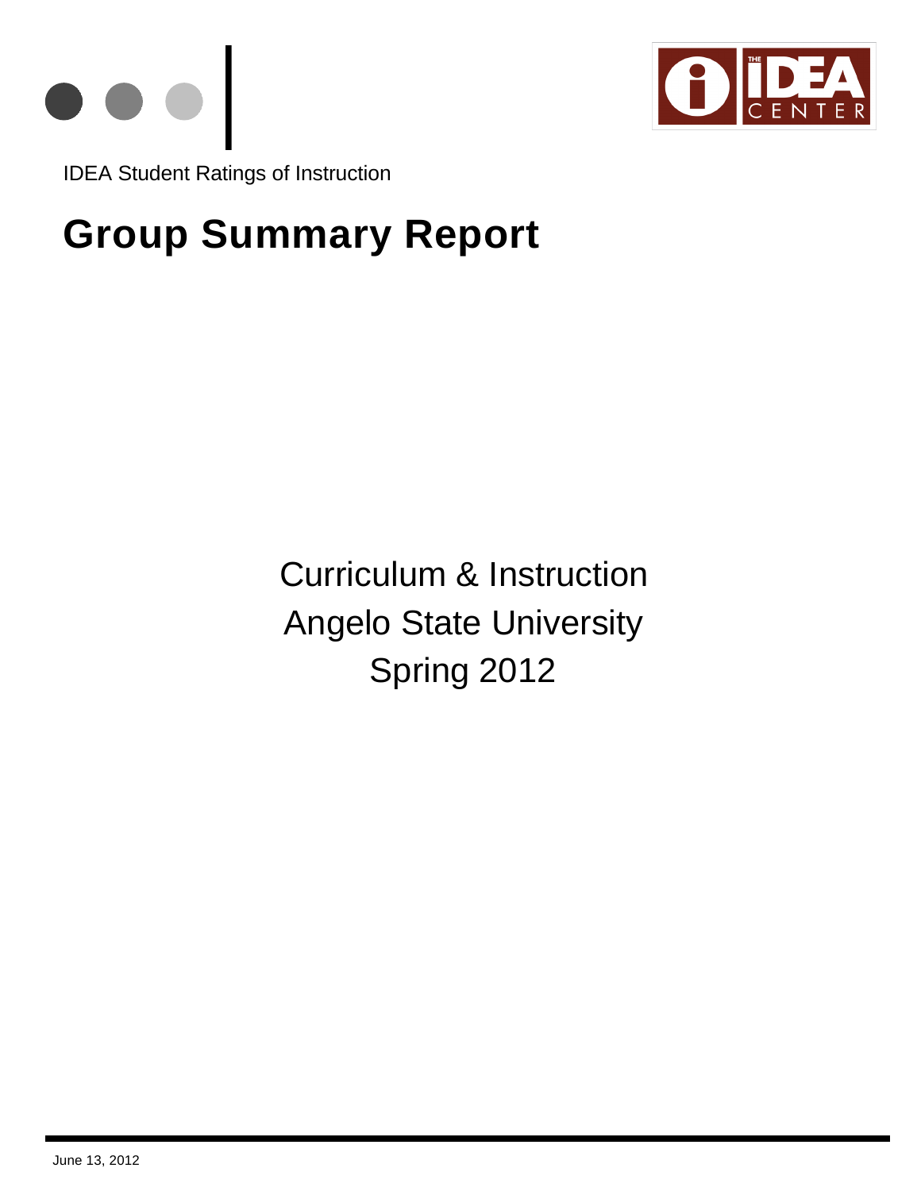IDEA Student Ratings of Instruction

# Group Summary Report

Curriculum & Instruction
Angelo State University
Spring 2012

June 13, 2012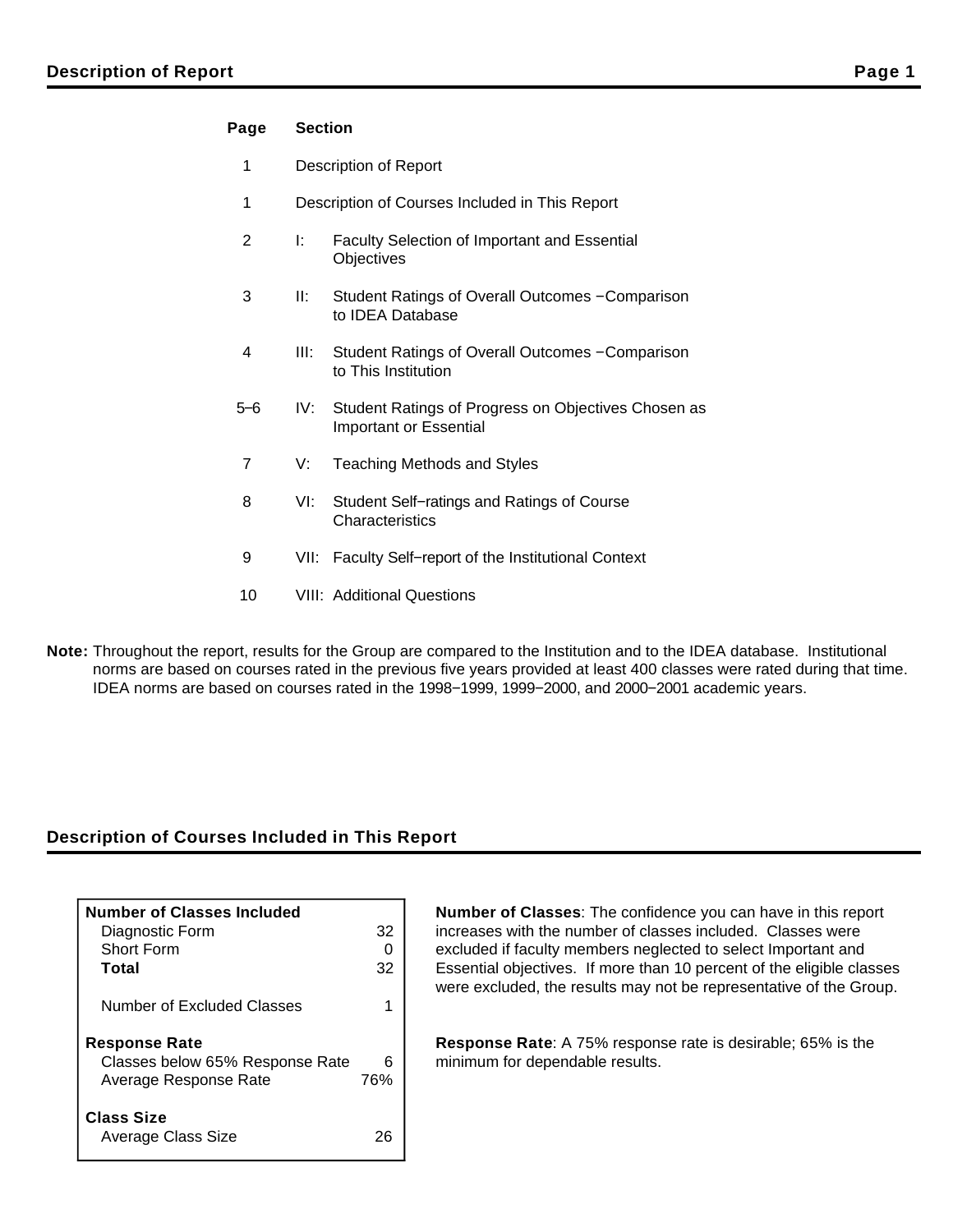## Description of Report

| Page | Section | |
|---|---|---|
| 1 | Description of Report | |
| 1 | Description of Courses Included in This Report | |
| 2 | I: | Faculty Selection of Important and Essential Objectives |
| 3 | II: | Student Ratings of Overall Outcomes −Comparison to IDEA Database |
| 4 | III: | Student Ratings of Overall Outcomes −Comparison to This Institution |
| 5–6 | IV: | Student Ratings of Progress on Objectives Chosen as Important or Essential |
| 7 | V: | Teaching Methods and Styles |
| 8 | VI: | Student Self−ratings and Ratings of Course Characteristics |
| 9 | VII: | Faculty Self−report of the Institutional Context |
| 10 | VIII: | Additional Questions |

**Note:** Throughout the report, results for the Group are compared to the Institution and to the IDEA database. Institutional norms are based on courses rated in the previous five years provided at least 400 classes were rated during that time. IDEA norms are based on courses rated in the 1998−1999, 1999−2000, and 2000−2001 academic years.

## Description of Courses Included in This Report

| **Number of Classes Included** | |
|---|---|
| Diagnostic Form | 32 |
| Short Form | 0 |
| **Total** | 32 |
| Number of Excluded Classes | 1 |
| **Response Rate** | |
| Classes below 65% Response Rate | 6 |
| Average Response Rate | 76% |
| **Class Size** | |
| Average Class Size | 26 |

**Number of Classes**: The confidence you can have in this report increases with the number of classes included. Classes were excluded if faculty members neglected to select Important and Essential objectives. If more than 10 percent of the eligible classes were excluded, the results may not be representative of the Group.

**Response Rate**: A 75% response rate is desirable; 65% is the minimum for dependable results.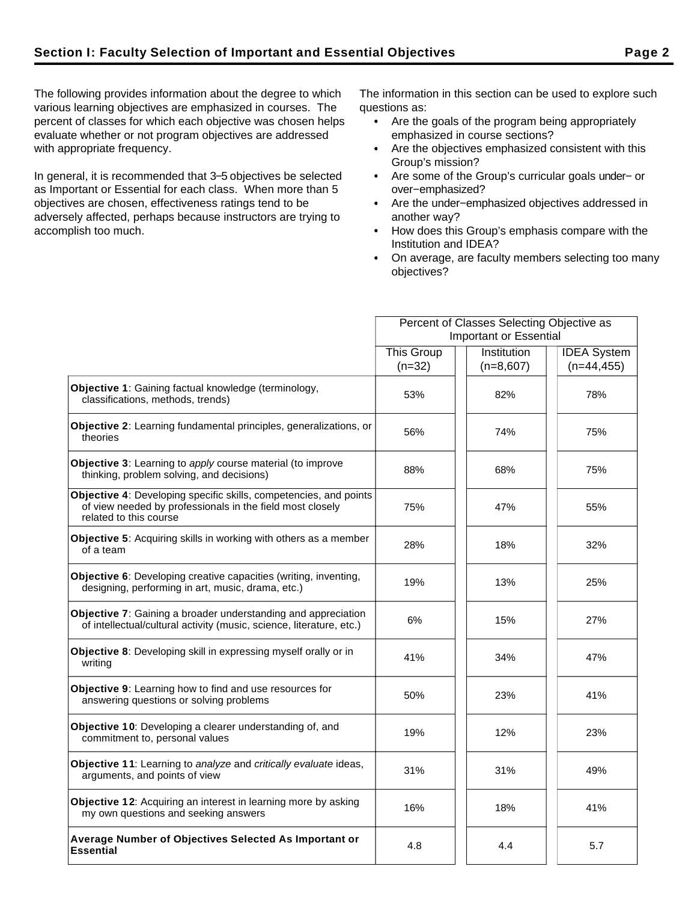## Section I: Faculty Selection of Important and Essential Objectives

The following provides information about the degree to which various learning objectives are emphasized in courses. The percent of classes for which each objective was chosen helps evaluate whether or not program objectives are addressed with appropriate frequency.

In general, it is recommended that 3–5 objectives be selected as Important or Essential for each class. When more than 5 objectives are chosen, effectiveness ratings tend to be adversely affected, perhaps because instructors are trying to accomplish too much.

The information in this section can be used to explore such questions as:

- Are the goals of the program being appropriately emphasized in course sections?
- Are the objectives emphasized consistent with this Group's mission?
- Are some of the Group's curricular goals under− or over−emphasized?
- Are the under−emphasized objectives addressed in another way?
- How does this Group's emphasis compare with the Institution and IDEA?
- On average, are faculty members selecting too many objectives?

| | Percent of Classes Selecting Objective as Important or Essential | | |
|---|---|---|---|
| | This Group (n=32) | Institution (n=8,607) | IDEA System (n=44,455) |
| **Objective 1**: Gaining factual knowledge (terminology, classifications, methods, trends) | 53% | 82% | 78% |
| **Objective 2**: Learning fundamental principles, generalizations, or theories | 56% | 74% | 75% |
| **Objective 3**: Learning to *apply* course material (to improve thinking, problem solving, and decisions) | 88% | 68% | 75% |
| **Objective 4**: Developing specific skills, competencies, and points of view needed by professionals in the field most closely related to this course | 75% | 47% | 55% |
| **Objective 5**: Acquiring skills in working with others as a member of a team | 28% | 18% | 32% |
| **Objective 6**: Developing creative capacities (writing, inventing, designing, performing in art, music, drama, etc.) | 19% | 13% | 25% |
| **Objective 7**: Gaining a broader understanding and appreciation of intellectual/cultural activity (music, science, literature, etc.) | 6% | 15% | 27% |
| **Objective 8**: Developing skill in expressing myself orally or in writing | 41% | 34% | 47% |
| **Objective 9**: Learning how to find and use resources for answering questions or solving problems | 50% | 23% | 41% |
| **Objective 10**: Developing a clearer understanding of, and commitment to, personal values | 19% | 12% | 23% |
| **Objective 11**: Learning to *analyze* and *critically evaluate* ideas, arguments, and points of view | 31% | 31% | 49% |
| **Objective 12**: Acquiring an interest in learning more by asking my own questions and seeking answers | 16% | 18% | 41% |
| **Average Number of Objectives Selected As Important or Essential** | 4.8 | 4.4 | 5.7 |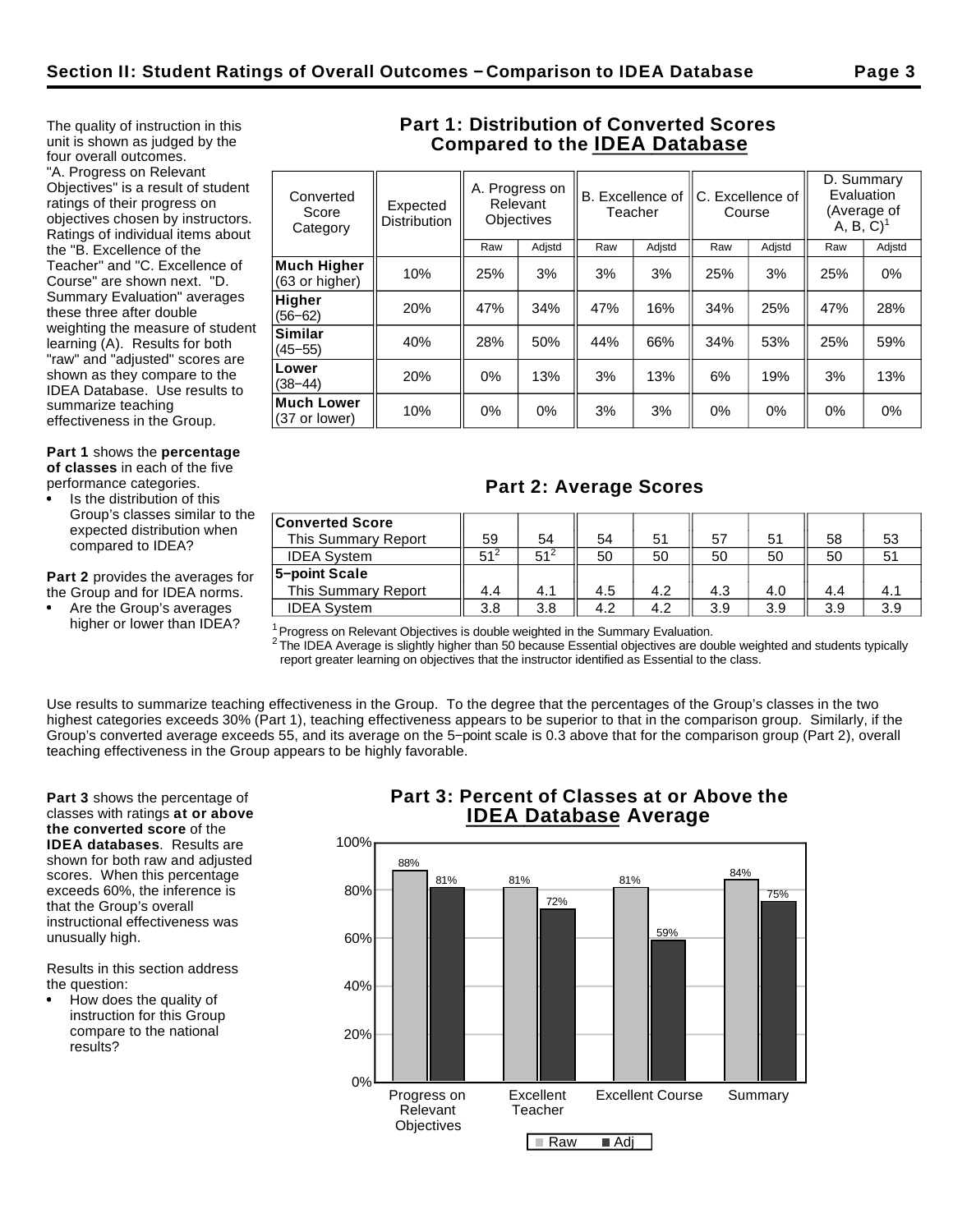## Section II: Student Ratings of Overall Outcomes – Comparison to IDEA Database

The quality of instruction in this unit is shown as judged by the four overall outcomes. "A. Progress on Relevant Objectives" is a result of student ratings of their progress on objectives chosen by instructors. Ratings of individual items about the "B. Excellence of the Teacher" and "C. Excellence of Course" are shown next. "D. Summary Evaluation" averages these three after double weighting the measure of student learning (A). Results for both "raw" and "adjusted" scores are shown as they compare to the IDEA Database. Use results to summarize teaching effectiveness in the Group.

**Part 1** shows the **percentage of classes** in each of the five performance categories.

- Is the distribution of this Group's classes similar to the expected distribution when compared to IDEA?

**Part 2** provides the averages for the Group and for IDEA norms.

- Are the Group's averages higher or lower than IDEA?

### Part 1: Distribution of Converted Scores Compared to the IDEA Database

| Converted Score Category | Expected Distribution | A. Progress on Relevant Objectives | | B. Excellence of Teacher | | C. Excellence of Course | | D. Summary Evaluation (Average of A, B, C)[1] | |
|---|---|---|---|---|---|---|---|---|---|
| | | Raw | Adjstd | Raw | Adjstd | Raw | Adjstd | Raw | Adjstd |
| **Much Higher** (63 or higher) | 10% | 25% | 3% | 3% | 3% | 25% | 3% | 25% | 0% |
| **Higher** (56–62) | 20% | 47% | 34% | 47% | 16% | 34% | 25% | 47% | 28% |
| **Similar** (45–55) | 40% | 28% | 50% | 44% | 66% | 34% | 53% | 25% | 59% |
| **Lower** (38–44) | 20% | 0% | 13% | 3% | 13% | 6% | 19% | 3% | 13% |
| **Much Lower** (37 or lower) | 10% | 0% | 0% | 3% | 3% | 0% | 0% | 0% | 0% |

### Part 2: Average Scores

| | A. Raw | A. Adjstd | B. Raw | B. Adjstd | C. Raw | C. Adjstd | D. Raw | D. Adjstd |
|---|---|---|---|---|---|---|---|---|
| **Converted Score** | | | | | | | | |
| This Summary Report | 59 | 54 | 54 | 51 | 57 | 51 | 58 | 53 |
| IDEA System | 51[2] | 51[2] | 50 | 50 | 50 | 50 | 50 | 51 |
| **5–point Scale** | | | | | | | | |
| This Summary Report | 4.4 | 4.1 | 4.5 | 4.2 | 4.3 | 4.0 | 4.4 | 4.1 |
| IDEA System | 3.8 | 3.8 | 4.2 | 4.2 | 3.9 | 3.9 | 3.9 | 3.9 |

[1] Progress on Relevant Objectives is double weighted in the Summary Evaluation.
[2] The IDEA Average is slightly higher than 50 because Essential objectives are double weighted and students typically report greater learning on objectives that the instructor identified as Essential to the class.

Use results to summarize teaching effectiveness in the Group. To the degree that the percentages of the Group's classes in the two highest categories exceeds 30% (Part 1), teaching effectiveness appears to be superior to that in the comparison group. Similarly, if the Group's converted average exceeds 55, and its average on the 5–point scale is 0.3 above that for the comparison group (Part 2), overall teaching effectiveness in the Group appears to be highly favorable.

**Part 3** shows the percentage of classes with ratings **at or above the converted score** of the **IDEA databases**. Results are shown for both raw and adjusted scores. When this percentage exceeds 60%, the inference is that the Group's overall instructional effectiveness was unusually high.

Results in this section address the question:

- How does the quality of instruction for this Group compare to the national results?

### Part 3: Percent of Classes at or Above the IDEA Database Average

| | Raw | Adj |
|---|---|---|
| Progress on Relevant Objectives | 88% | 81% |
| Excellent Teacher | 81% | 72% |
| Excellent Course | 81% | 59% |
| Summary | 84% | 75% |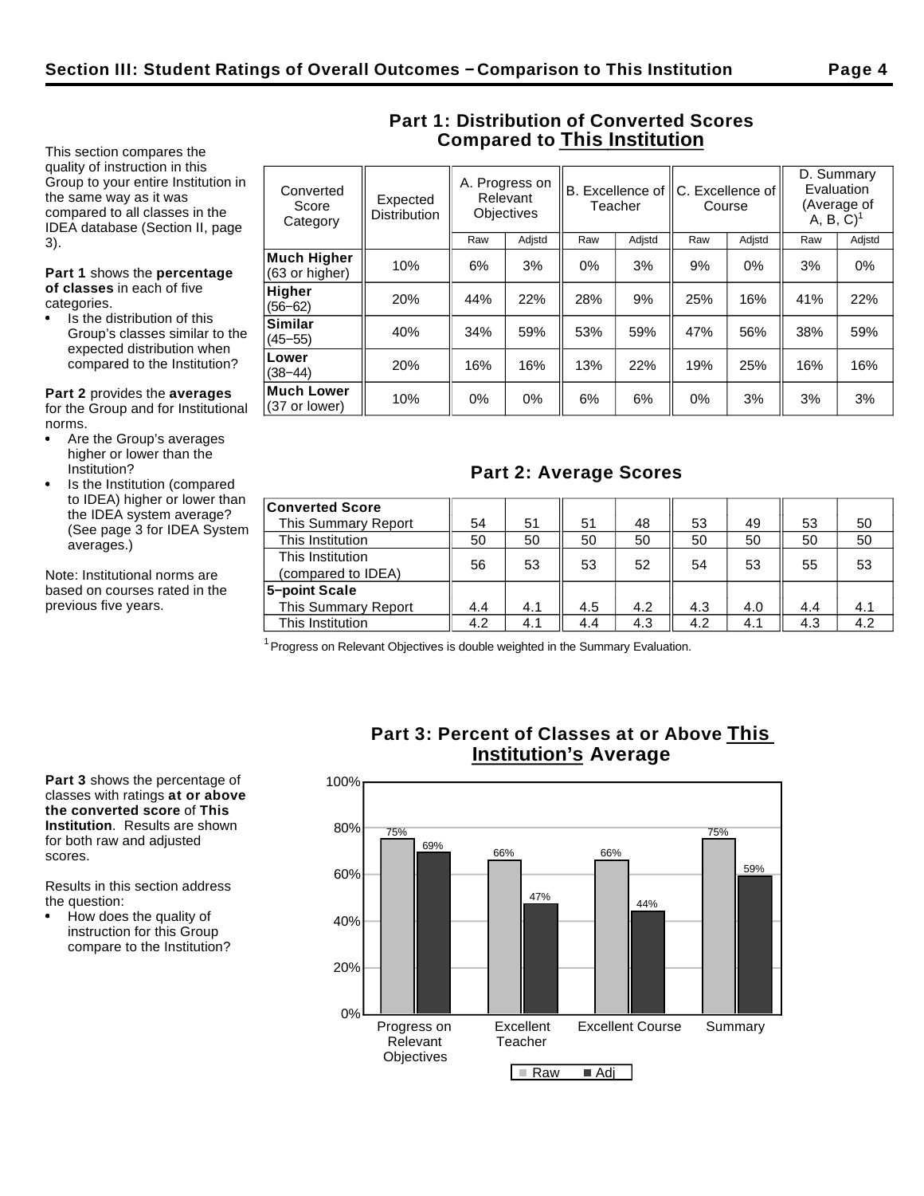## Section III: Student Ratings of Overall Outcomes – Comparison to This Institution

This section compares the quality of instruction in this Group to your entire Institution in the same way as it was compared to all classes in the IDEA database (Section II, page 3).

**Part 1** shows the **percentage of classes** in each of five categories.

- Is the distribution of this Group's classes similar to the expected distribution when compared to the Institution?

**Part 2** provides the **averages** for the Group and for Institutional norms.

- Are the Group's averages higher or lower than the Institution?
- Is the Institution (compared to IDEA) higher or lower than the IDEA system average? (See page 3 for IDEA System averages.)

Note: Institutional norms are based on courses rated in the previous five years.

### Part 1: Distribution of Converted Scores Compared to This Institution

| Converted Score Category | Expected Distribution | A. Progress on Relevant Objectives | | B. Excellence of Teacher | | C. Excellence of Course | | D. Summary Evaluation (Average of A, B, C)[1] | |
|---|---|---|---|---|---|---|---|---|---|
| | | Raw | Adjstd | Raw | Adjstd | Raw | Adjstd | Raw | Adjstd |
| **Much Higher** (63 or higher) | 10% | 6% | 3% | 0% | 3% | 9% | 0% | 3% | 0% |
| **Higher** (56–62) | 20% | 44% | 22% | 28% | 9% | 25% | 16% | 41% | 22% |
| **Similar** (45–55) | 40% | 34% | 59% | 53% | 59% | 47% | 56% | 38% | 59% |
| **Lower** (38–44) | 20% | 16% | 16% | 13% | 22% | 19% | 25% | 16% | 16% |
| **Much Lower** (37 or lower) | 10% | 0% | 0% | 6% | 6% | 0% | 3% | 3% | 3% |

### Part 2: Average Scores

| | A. Raw | A. Adjstd | B. Raw | B. Adjstd | C. Raw | C. Adjstd | D. Raw | D. Adjstd |
|---|---|---|---|---|---|---|---|---|
| **Converted Score** | | | | | | | | |
| This Summary Report | 54 | 51 | 51 | 48 | 53 | 49 | 53 | 50 |
| This Institution | 50 | 50 | 50 | 50 | 50 | 50 | 50 | 50 |
| This Institution (compared to IDEA) | 56 | 53 | 53 | 52 | 54 | 53 | 55 | 53 |
| **5–point Scale** | | | | | | | | |
| This Summary Report | 4.4 | 4.1 | 4.5 | 4.2 | 4.3 | 4.0 | 4.4 | 4.1 |
| This Institution | 4.2 | 4.1 | 4.4 | 4.3 | 4.2 | 4.1 | 4.3 | 4.2 |

[1] Progress on Relevant Objectives is double weighted in the Summary Evaluation.

**Part 3** shows the percentage of classes with ratings **at or above the converted score** of **This Institution**. Results are shown for both raw and adjusted scores.

Results in this section address the question:

- How does the quality of instruction for this Group compare to the Institution?

### Part 3: Percent of Classes at or Above This Institution's Average

| | Raw | Adj |
|---|---|---|
| Progress on Relevant Objectives | 75% | 69% |
| Excellent Teacher | 66% | 47% |
| Excellent Course | 66% | 44% |
| Summary | 75% | 59% |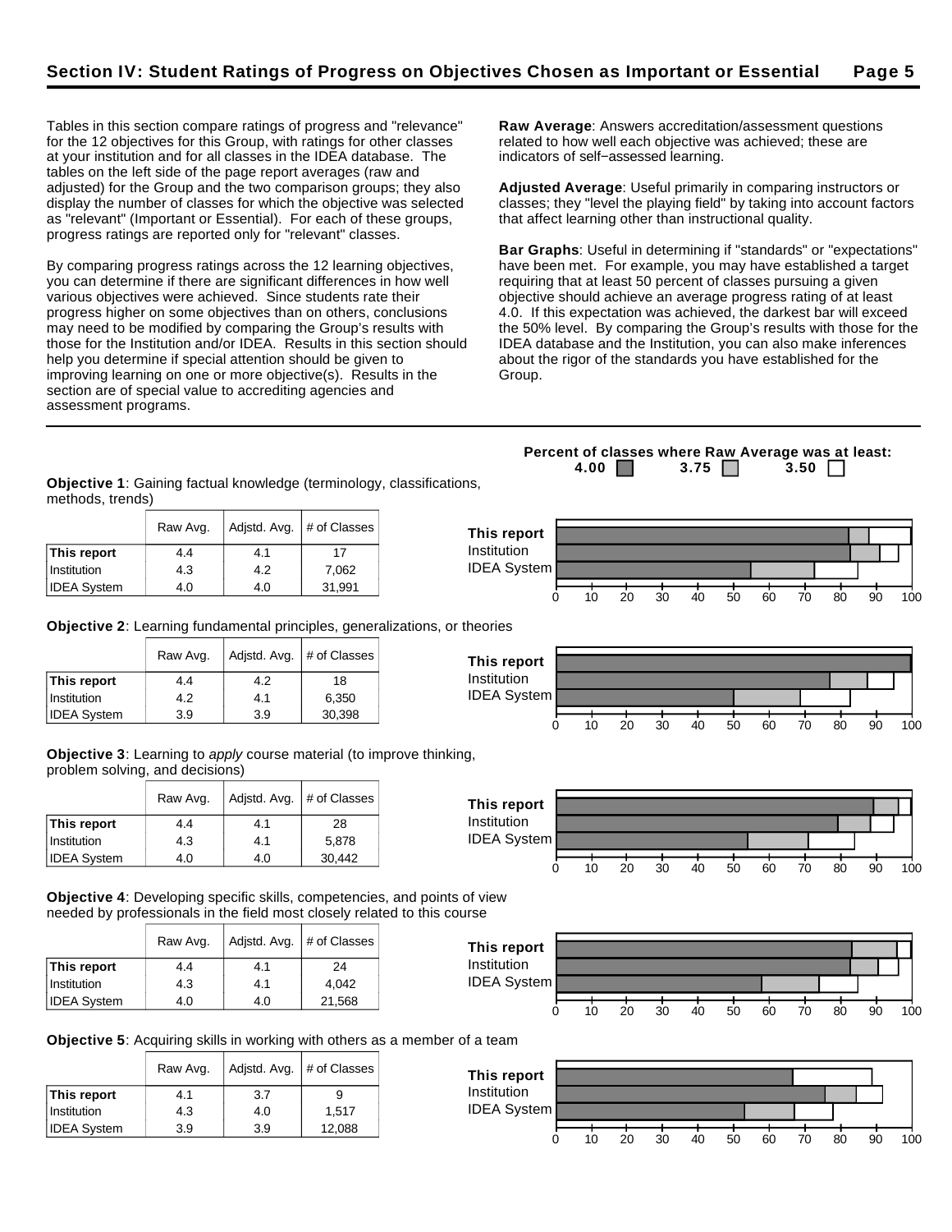## Section IV: Student Ratings of Progress on Objectives Chosen as Important or Essential

Tables in this section compare ratings of progress and "relevance" for the 12 objectives for this Group, with ratings for other classes at your institution and for all classes in the IDEA database. The tables on the left side of the page report averages (raw and adjusted) for the Group and the two comparison groups; they also display the number of classes for which the objective was selected as "relevant" (Important or Essential). For each of these groups, progress ratings are reported only for "relevant" classes.

By comparing progress ratings across the 12 learning objectives, you can determine if there are significant differences in how well various objectives were achieved. Since students rate their progress higher on some objectives than on others, conclusions may need to be modified by comparing the Group's results with those for the Institution and/or IDEA. Results in this section should help you determine if special attention should be given to improving learning on one or more objective(s). Results in the section are of special value to accrediting agencies and assessment programs.

**Raw Average**: Answers accreditation/assessment questions related to how well each objective was achieved; these are indicators of self−assessed learning.

**Adjusted Average**: Useful primarily in comparing instructors or classes; they "level the playing field" by taking into account factors that affect learning other than instructional quality.

**Bar Graphs**: Useful in determining if "standards" or "expectations" have been met. For example, you may have established a target requiring that at least 50 percent of classes pursuing a given objective should achieve an average progress rating of at least 4.0. If this expectation was achieved, the darkest bar will exceed the 50% level. By comparing the Group's results with those for the IDEA database and the Institution, you can also make inferences about the rigor of the standards you have established for the Group.

**Percent of classes where Raw Average was at least:** 4.00 / 3.75 / 3.50

**Objective 1**: Gaining factual knowledge (terminology, classifications, methods, trends)

| | Raw Avg. | Adjstd. Avg. | # of Classes |
|---|---|---|---|
| **This report** | 4.4 | 4.1 | 17 |
| Institution | 4.3 | 4.2 | 7,062 |
| IDEA System | 4.0 | 4.0 | 31,991 |

**Objective 2**: Learning fundamental principles, generalizations, or theories

| | Raw Avg. | Adjstd. Avg. | # of Classes |
|---|---|---|---|
| **This report** | 4.4 | 4.2 | 18 |
| Institution | 4.2 | 4.1 | 6,350 |
| IDEA System | 3.9 | 3.9 | 30,398 |

**Objective 3**: Learning to *apply* course material (to improve thinking, problem solving, and decisions)

| | Raw Avg. | Adjstd. Avg. | # of Classes |
|---|---|---|---|
| **This report** | 4.4 | 4.1 | 28 |
| Institution | 4.3 | 4.1 | 5,878 |
| IDEA System | 4.0 | 4.0 | 30,442 |

**Objective 4**: Developing specific skills, competencies, and points of view needed by professionals in the field most closely related to this course

| | Raw Avg. | Adjstd. Avg. | # of Classes |
|---|---|---|---|
| **This report** | 4.4 | 4.1 | 24 |
| Institution | 4.3 | 4.1 | 4,042 |
| IDEA System | 4.0 | 4.0 | 21,568 |

**Objective 5**: Acquiring skills in working with others as a member of a team

| | Raw Avg. | Adjstd. Avg. | # of Classes |
|---|---|---|---|
| **This report** | 4.1 | 3.7 | 9 |
| Institution | 4.3 | 4.0 | 1,517 |
| IDEA System | 3.9 | 3.9 | 12,088 |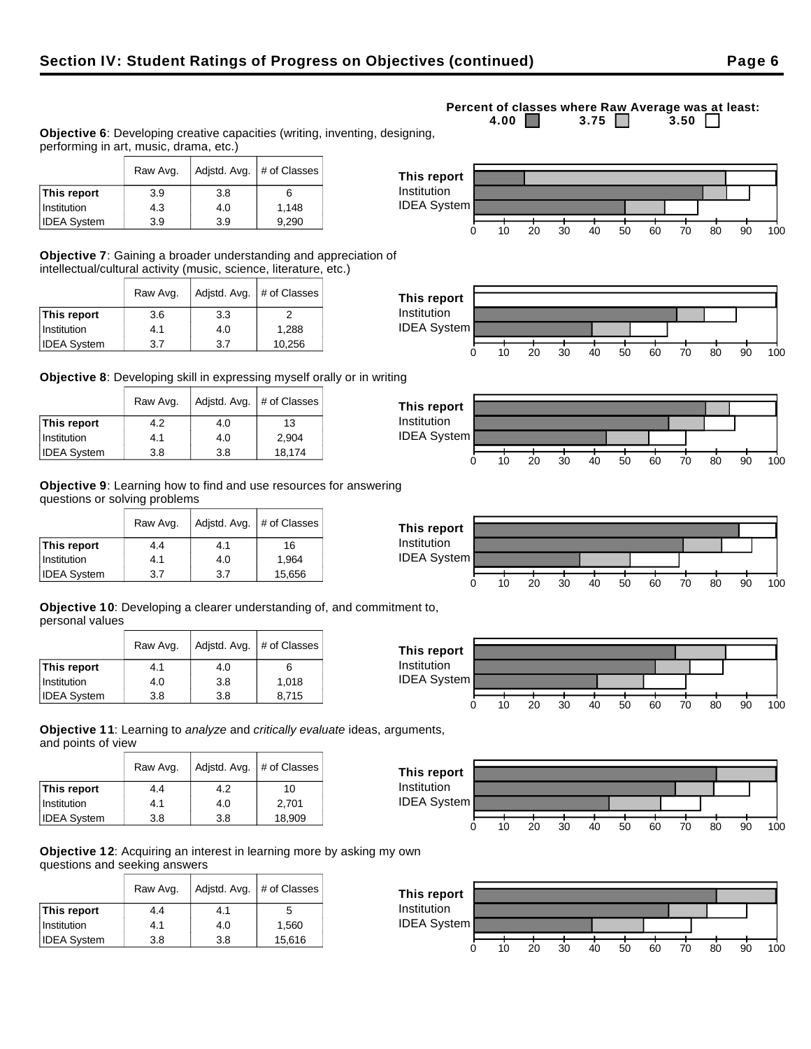## Section IV: Student Ratings of Progress on Objectives (continued)

Percent of classes where Raw Average was at least: 4.00 / 3.75 / 3.50

**Objective 6**: Developing creative capacities (writing, inventing, designing, performing in art, music, drama, etc.)

| | Raw Avg. | Adjstd. Avg. | # of Classes |
|---|---|---|---|
| **This report** | 3.9 | 3.8 | 6 |
| Institution | 4.3 | 4.0 | 1,148 |
| IDEA System | 3.9 | 3.9 | 9,290 |

**Objective 7**: Gaining a broader understanding and appreciation of intellectual/cultural activity (music, science, literature, etc.)

| | Raw Avg. | Adjstd. Avg. | # of Classes |
|---|---|---|---|
| **This report** | 3.6 | 3.3 | 2 |
| Institution | 4.1 | 4.0 | 1,288 |
| IDEA System | 3.7 | 3.7 | 10,256 |

**Objective 8**: Developing skill in expressing myself orally or in writing

| | Raw Avg. | Adjstd. Avg. | # of Classes |
|---|---|---|---|
| **This report** | 4.2 | 4.0 | 13 |
| Institution | 4.1 | 4.0 | 2,904 |
| IDEA System | 3.8 | 3.8 | 18,174 |

**Objective 9**: Learning how to find and use resources for answering questions or solving problems

| | Raw Avg. | Adjstd. Avg. | # of Classes |
|---|---|---|---|
| **This report** | 4.4 | 4.1 | 16 |
| Institution | 4.1 | 4.0 | 1,964 |
| IDEA System | 3.7 | 3.7 | 15,656 |

**Objective 10**: Developing a clearer understanding of, and commitment to, personal values

| | Raw Avg. | Adjstd. Avg. | # of Classes |
|---|---|---|---|
| **This report** | 4.1 | 4.0 | 6 |
| Institution | 4.0 | 3.8 | 1,018 |
| IDEA System | 3.8 | 3.8 | 8,715 |

**Objective 11**: Learning to *analyze* and *critically evaluate* ideas, arguments, and points of view

| | Raw Avg. | Adjstd. Avg. | # of Classes |
|---|---|---|---|
| **This report** | 4.4 | 4.2 | 10 |
| Institution | 4.1 | 4.0 | 2,701 |
| IDEA System | 3.8 | 3.8 | 18,909 |

**Objective 12**: Acquiring an interest in learning more by asking my own questions and seeking answers

| | Raw Avg. | Adjstd. Avg. | # of Classes |
|---|---|---|---|
| **This report** | 4.4 | 4.1 | 5 |
| Institution | 4.1 | 4.0 | 1,560 |
| IDEA System | 3.8 | 3.8 | 15,616 |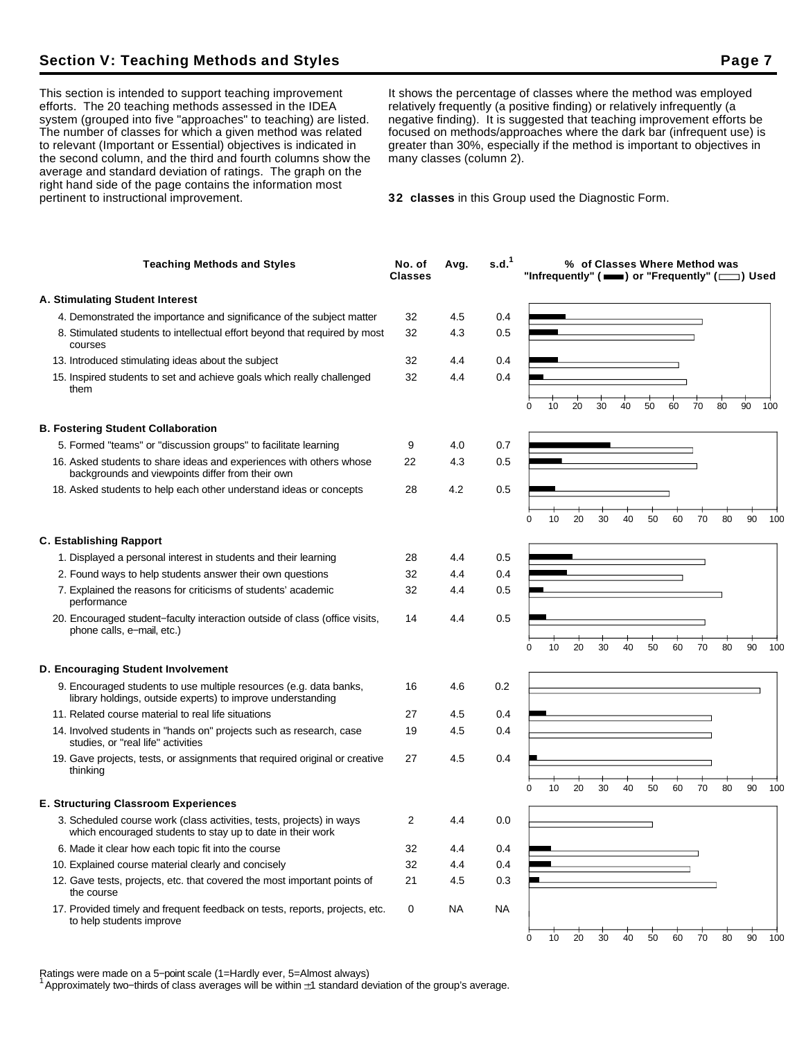## Section V: Teaching Methods and Styles

This section is intended to support teaching improvement efforts. The 20 teaching methods assessed in the IDEA system (grouped into five "approaches" to teaching) are listed. The number of classes for which a given method was related to relevant (Important or Essential) objectives is indicated in the second column, and the third and fourth columns show the average and standard deviation of ratings. The graph on the right hand side of the page contains the information most pertinent to instructional improvement.

It shows the percentage of classes where the method was employed relatively frequently (a positive finding) or relatively infrequently (a negative finding). It is suggested that teaching improvement efforts be focused on methods/approaches where the dark bar (infrequent use) is greater than 30%, especially if the method is important to objectives in many classes (column 2).

**32 classes** in this Group used the Diagnostic Form.

| Teaching Methods and Styles | No. of Classes | Avg. | s.d.[1] |
|---|---|---|---|
| **A. Stimulating Student Interest** | | | |
| 4. Demonstrated the importance and significance of the subject matter | 32 | 4.5 | 0.4 |
| 8. Stimulated students to intellectual effort beyond that required by most courses | 32 | 4.3 | 0.5 |
| 13. Introduced stimulating ideas about the subject | 32 | 4.4 | 0.4 |
| 15. Inspired students to set and achieve goals which really challenged them | 32 | 4.4 | 0.4 |
| **B. Fostering Student Collaboration** | | | |
| 5. Formed "teams" or "discussion groups" to facilitate learning | 9 | 4.0 | 0.7 |
| 16. Asked students to share ideas and experiences with others whose backgrounds and viewpoints differ from their own | 22 | 4.3 | 0.5 |
| 18. Asked students to help each other understand ideas or concepts | 28 | 4.2 | 0.5 |
| **C. Establishing Rapport** | | | |
| 1. Displayed a personal interest in students and their learning | 28 | 4.4 | 0.5 |
| 2. Found ways to help students answer their own questions | 32 | 4.4 | 0.4 |
| 7. Explained the reasons for criticisms of students' academic performance | 32 | 4.4 | 0.5 |
| 20. Encouraged student–faculty interaction outside of class (office visits, phone calls, e–mail, etc.) | 14 | 4.4 | 0.5 |
| **D. Encouraging Student Involvement** | | | |
| 9. Encouraged students to use multiple resources (e.g. data banks, library holdings, outside experts) to improve understanding | 16 | 4.6 | 0.2 |
| 11. Related course material to real life situations | 27 | 4.5 | 0.4 |
| 14. Involved students in "hands on" projects such as research, case studies, or "real life" activities | 19 | 4.5 | 0.4 |
| 19. Gave projects, tests, or assignments that required original or creative thinking | 27 | 4.5 | 0.4 |
| **E. Structuring Classroom Experiences** | | | |
| 3. Scheduled course work (class activities, tests, projects) in ways which encouraged students to stay up to date in their work | 2 | 4.4 | 0.0 |
| 6. Made it clear how each topic fit into the course | 32 | 4.4 | 0.4 |
| 10. Explained course material clearly and concisely | 32 | 4.4 | 0.4 |
| 12. Gave tests, projects, etc. that covered the most important points of the course | 21 | 4.5 | 0.3 |
| 17. Provided timely and frequent feedback on tests, reports, projects, etc. to help students improve | 0 | NA | NA |

% of Classes Where Method was "Infrequently" or "Frequently" Used

Ratings were made on a 5–point scale (1=Hardly ever, 5=Almost always)

[1] Approximately two–thirds of class averages will be within ±1 standard deviation of the group's average.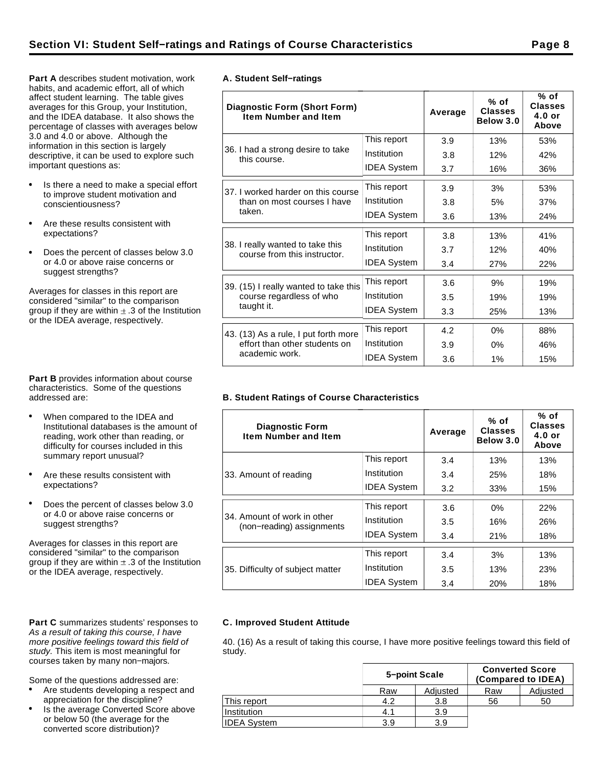## Section VI: Student Self−ratings and Ratings of Course Characteristics

**Part A** describes student motivation, work habits, and academic effort, all of which affect student learning. The table gives averages for this Group, your Institution, and the IDEA database. It also shows the percentage of classes with averages below 3.0 and 4.0 or above. Although the information in this section is largely descriptive, it can be used to explore such important questions as:

- Is there a need to make a special effort to improve student motivation and conscientiousness?
- Are these results consistent with expectations?
- Does the percent of classes below 3.0 or 4.0 or above raise concerns or suggest strengths?

Averages for classes in this report are considered "similar" to the comparison group if they are within ± .3 of the Institution or the IDEA average, respectively.

### A. Student Self−ratings

| Diagnostic Form (Short Form) Item Number and Item | | Average | % of Classes Below 3.0 | % of Classes 4.0 or Above |
|---|---|---|---|---|
| 36. I had a strong desire to take this course. | This report | 3.9 | 13% | 53% |
| | Institution | 3.8 | 12% | 42% |
| | IDEA System | 3.7 | 16% | 36% |
| 37. I worked harder on this course than on most courses I have taken. | This report | 3.9 | 3% | 53% |
| | Institution | 3.8 | 5% | 37% |
| | IDEA System | 3.6 | 13% | 24% |
| 38. I really wanted to take this course from this instructor. | This report | 3.8 | 13% | 41% |
| | Institution | 3.7 | 12% | 40% |
| | IDEA System | 3.4 | 27% | 22% |
| 39. (15) I really wanted to take this course regardless of who taught it. | This report | 3.6 | 9% | 19% |
| | Institution | 3.5 | 19% | 19% |
| | IDEA System | 3.3 | 25% | 13% |
| 43. (13) As a rule, I put forth more effort than other students on academic work. | This report | 4.2 | 0% | 88% |
| | Institution | 3.9 | 0% | 46% |
| | IDEA System | 3.6 | 1% | 15% |

**Part B** provides information about course characteristics. Some of the questions addressed are:

- When compared to the IDEA and Institutional databases is the amount of reading, work other than reading, or difficulty for courses included in this summary report unusual?
- Are these results consistent with expectations?
- Does the percent of classes below 3.0 or 4.0 or above raise concerns or suggest strengths?

Averages for classes in this report are considered "similar" to the comparison group if they are within ± .3 of the Institution or the IDEA average, respectively.

### B. Student Ratings of Course Characteristics

| Diagnostic Form Item Number and Item | | Average | % of Classes Below 3.0 | % of Classes 4.0 or Above |
|---|---|---|---|---|
| 33. Amount of reading | This report | 3.4 | 13% | 13% |
| | Institution | 3.4 | 25% | 18% |
| | IDEA System | 3.2 | 33% | 15% |
| 34. Amount of work in other (non−reading) assignments | This report | 3.6 | 0% | 22% |
| | Institution | 3.5 | 16% | 26% |
| | IDEA System | 3.4 | 21% | 18% |
| 35. Difficulty of subject matter | This report | 3.4 | 3% | 13% |
| | Institution | 3.5 | 13% | 23% |
| | IDEA System | 3.4 | 20% | 18% |

**Part C** summarizes students' responses to *As a result of taking this course, I have more positive feelings toward this field of study.* This item is most meaningful for courses taken by many non−majors.

Some of the questions addressed are:

- Are students developing a respect and appreciation for the discipline?
- Is the average Converted Score above or below 50 (the average for the converted score distribution)?

### C. Improved Student Attitude

40. (16) As a result of taking this course, I have more positive feelings toward this field of study.

| | 5−point Scale | | Converted Score (Compared to IDEA) | |
|---|---|---|---|---|
| | Raw | Adjusted | Raw | Adjusted |
| This report | 4.2 | 3.8 | 56 | 50 |
| Institution | 4.1 | 3.9 | | |
| IDEA System | 3.9 | 3.9 | | |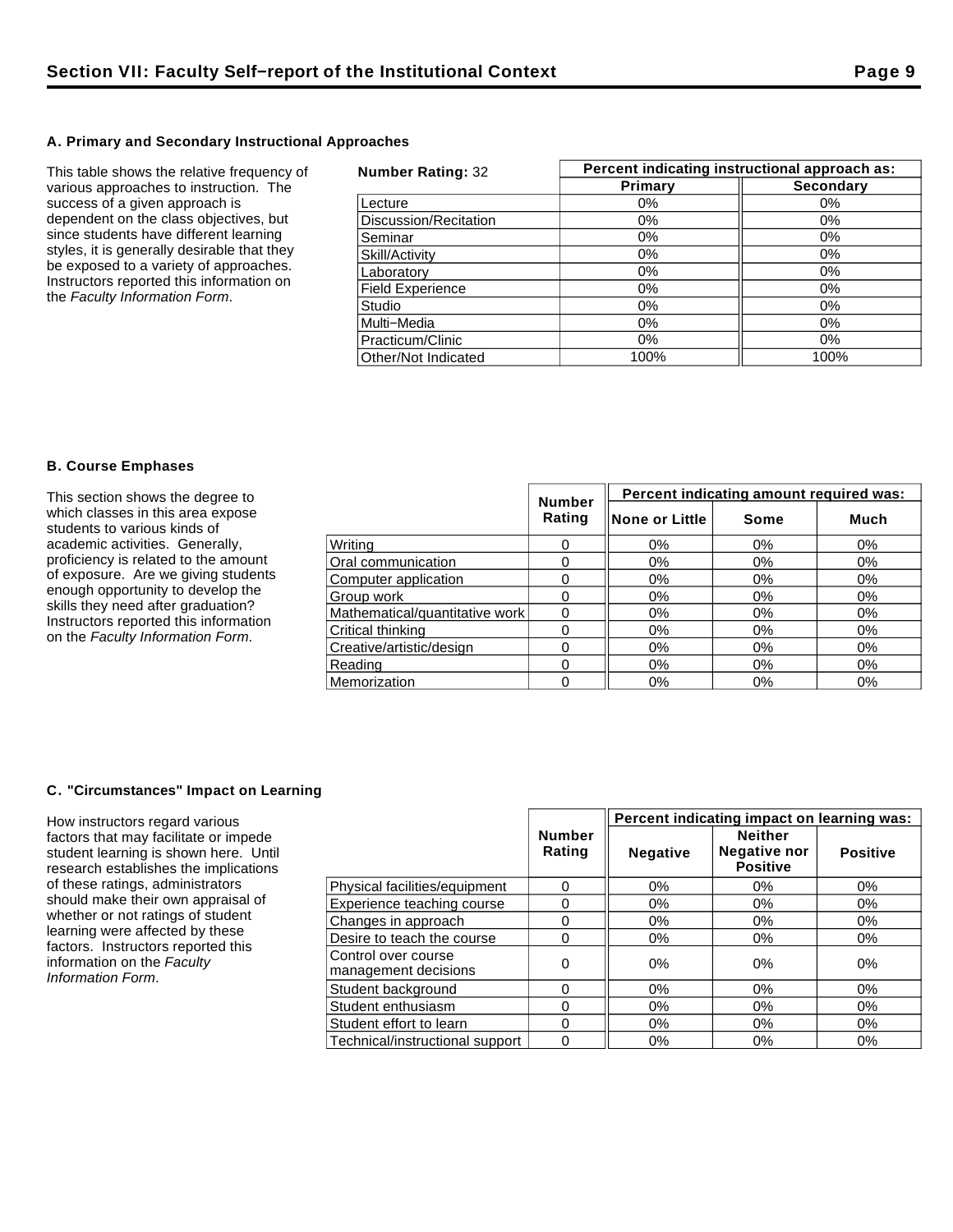## Section VII: Faculty Self−report of the Institutional Context

### A. Primary and Secondary Instructional Approaches

This table shows the relative frequency of various approaches to instruction. The success of a given approach is dependent on the class objectives, but since students have different learning styles, it is generally desirable that they be exposed to a variety of approaches. Instructors reported this information on the *Faculty Information Form*.

| **Number Rating:** 32 | Percent indicating instructional approach as: | |
|---|---|---|
| | **Primary** | **Secondary** |
| Lecture | 0% | 0% |
| Discussion/Recitation | 0% | 0% |
| Seminar | 0% | 0% |
| Skill/Activity | 0% | 0% |
| Laboratory | 0% | 0% |
| Field Experience | 0% | 0% |
| Studio | 0% | 0% |
| Multi−Media | 0% | 0% |
| Practicum/Clinic | 0% | 0% |
| Other/Not Indicated | 100% | 100% |

### B. Course Emphases

This section shows the degree to which classes in this area expose students to various kinds of academic activities. Generally, proficiency is related to the amount of exposure. Are we giving students enough opportunity to develop the skills they need after graduation? Instructors reported this information on the *Faculty Information Form*.

| | Number Rating | Percent indicating amount required was: | | |
|---|---|---|---|---|
| | | **None or Little** | **Some** | **Much** |
| Writing | 0 | 0% | 0% | 0% |
| Oral communication | 0 | 0% | 0% | 0% |
| Computer application | 0 | 0% | 0% | 0% |
| Group work | 0 | 0% | 0% | 0% |
| Mathematical/quantitative work | 0 | 0% | 0% | 0% |
| Critical thinking | 0 | 0% | 0% | 0% |
| Creative/artistic/design | 0 | 0% | 0% | 0% |
| Reading | 0 | 0% | 0% | 0% |
| Memorization | 0 | 0% | 0% | 0% |

### C. "Circumstances" Impact on Learning

How instructors regard various factors that may facilitate or impede student learning is shown here. Until research establishes the implications of these ratings, administrators should make their own appraisal of whether or not ratings of student learning were affected by these factors. Instructors reported this information on the *Faculty Information Form*.

| | Number Rating | Percent indicating impact on learning was: | | |
|---|---|---|---|---|
| | | **Negative** | **Neither Negative nor Positive** | **Positive** |
| Physical facilities/equipment | 0 | 0% | 0% | 0% |
| Experience teaching course | 0 | 0% | 0% | 0% |
| Changes in approach | 0 | 0% | 0% | 0% |
| Desire to teach the course | 0 | 0% | 0% | 0% |
| Control over course management decisions | 0 | 0% | 0% | 0% |
| Student background | 0 | 0% | 0% | 0% |
| Student enthusiasm | 0 | 0% | 0% | 0% |
| Student effort to learn | 0 | 0% | 0% | 0% |
| Technical/instructional support | 0 | 0% | 0% | 0% |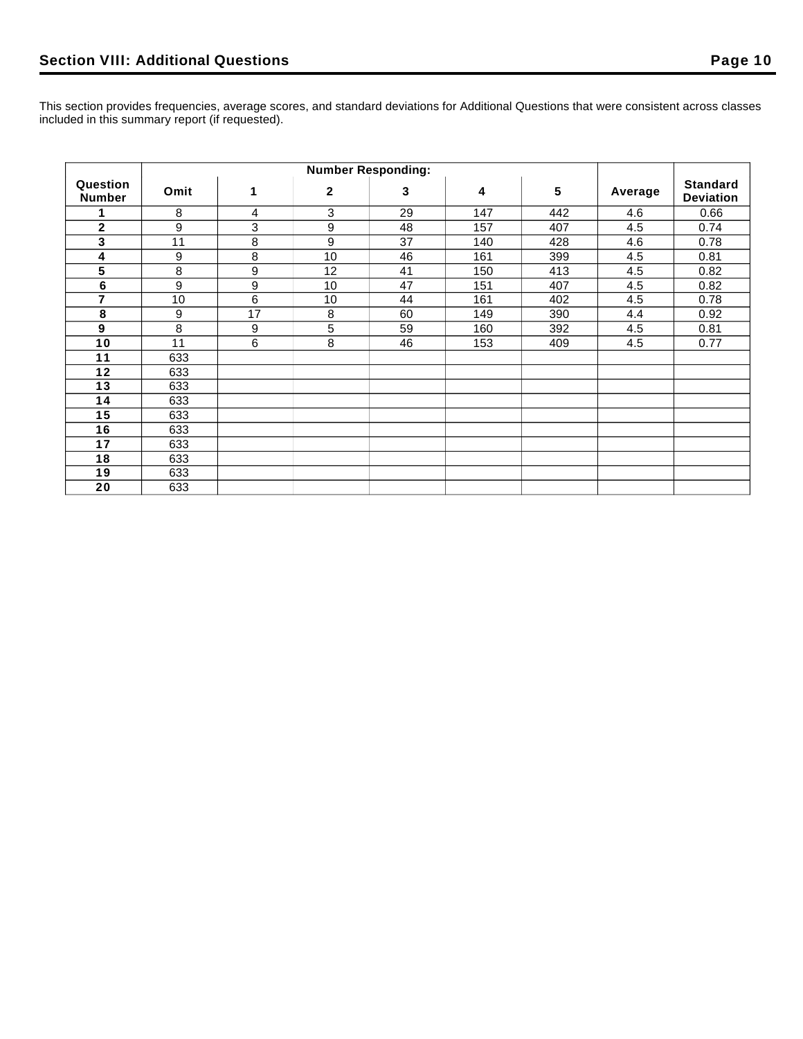## Section VIII: Additional Questions

This section provides frequencies, average scores, and standard deviations for Additional Questions that were consistent across classes included in this summary report (if requested).

| Question Number | Number Responding: | | | | | | Average | Standard Deviation |
|---|---|---|---|---|---|---|---|---|
| | Omit | 1 | 2 | 3 | 4 | 5 | | |
| 1 | 8 | 4 | 3 | 29 | 147 | 442 | 4.6 | 0.66 |
| 2 | 9 | 3 | 9 | 48 | 157 | 407 | 4.5 | 0.74 |
| 3 | 11 | 8 | 9 | 37 | 140 | 428 | 4.6 | 0.78 |
| 4 | 9 | 8 | 10 | 46 | 161 | 399 | 4.5 | 0.81 |
| 5 | 8 | 9 | 12 | 41 | 150 | 413 | 4.5 | 0.82 |
| 6 | 9 | 9 | 10 | 47 | 151 | 407 | 4.5 | 0.82 |
| 7 | 10 | 6 | 10 | 44 | 161 | 402 | 4.5 | 0.78 |
| 8 | 9 | 17 | 8 | 60 | 149 | 390 | 4.4 | 0.92 |
| 9 | 8 | 9 | 5 | 59 | 160 | 392 | 4.5 | 0.81 |
| 10 | 11 | 6 | 8 | 46 | 153 | 409 | 4.5 | 0.77 |
| 11 | 633 | | | | | | | |
| 12 | 633 | | | | | | | |
| 13 | 633 | | | | | | | |
| 14 | 633 | | | | | | | |
| 15 | 633 | | | | | | | |
| 16 | 633 | | | | | | | |
| 17 | 633 | | | | | | | |
| 18 | 633 | | | | | | | |
| 19 | 633 | | | | | | | |
| 20 | 633 | | | | | | | |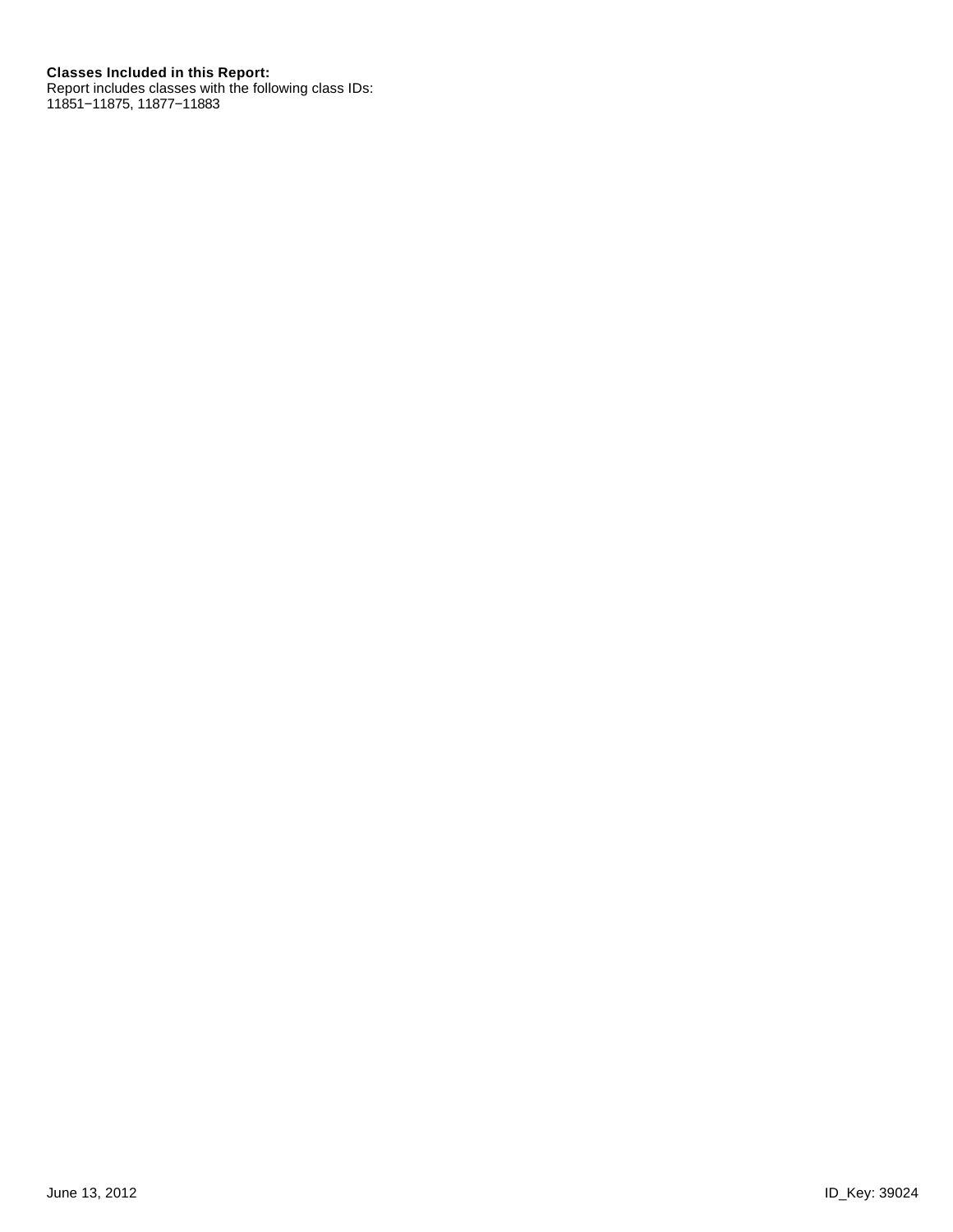**Classes Included in this Report:**

Report includes classes with the following class IDs:
11851−11875, 11877−11883